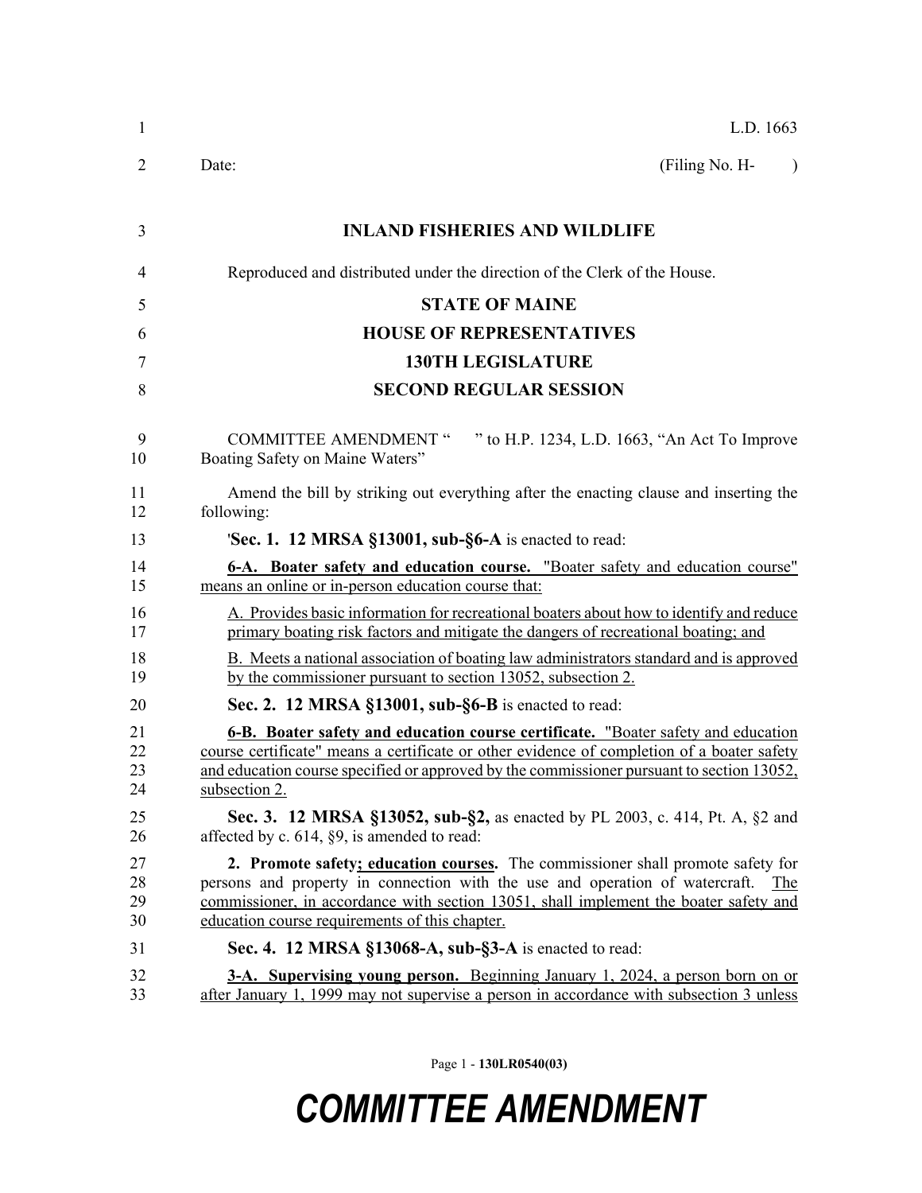L.D. 1663

Date: (Filing No. H- )

**INLAND FISHERIES AND WILDLIFE**

Reproduced and distributed under the direction of the Clerk of the House.

**STATE OF MAINE**

**HOUSE OF REPRESENTATIVES**

**130TH LEGISLATURE**

**SECOND REGULAR SESSION**

COMMITTEE AMENDMENT " " to H.P. 1234, L.D. 1663, "An Act To Improve Boating Safety on Maine Waters"

Amend the bill by striking out everything after the enacting clause and inserting the following:

'**Sec. 1. 12 MRSA §13001, sub-§6-A** is enacted to read:

**6-A. Boater safety and education course.** "Boater safety and education course" means an online or in-person education course that:

A. Provides basic information for recreational boaters about how to identify and reduce primary boating risk factors and mitigate the dangers of recreational boating; and

B. Meets a national association of boating law administrators standard and is approved by the commissioner pursuant to section 13052, subsection 2.

**Sec. 2. 12 MRSA §13001, sub-§6-B** is enacted to read:

**6-B. Boater safety and education course certificate.** "Boater safety and education course certificate" means a certificate or other evidence of completion of a boater safety and education course specified or approved by the commissioner pursuant to section 13052, subsection 2.

**Sec. 3. 12 MRSA §13052, sub-§2,** as enacted by PL 2003, c. 414, Pt. A, §2 and affected by c. 614, §9, is amended to read:

**2. Promote safety; education courses.** The commissioner shall promote safety for persons and property in connection with the use and operation of watercraft. The commissioner, in accordance with section 13051, shall implement the boater safety and education course requirements of this chapter.

**Sec. 4. 12 MRSA §13068-A, sub-§3-A** is enacted to read:

**3-A. Supervising young person.** Beginning January 1, 2024, a person born on or after January 1, 1999 may not supervise a person in accordance with subsection 3 unless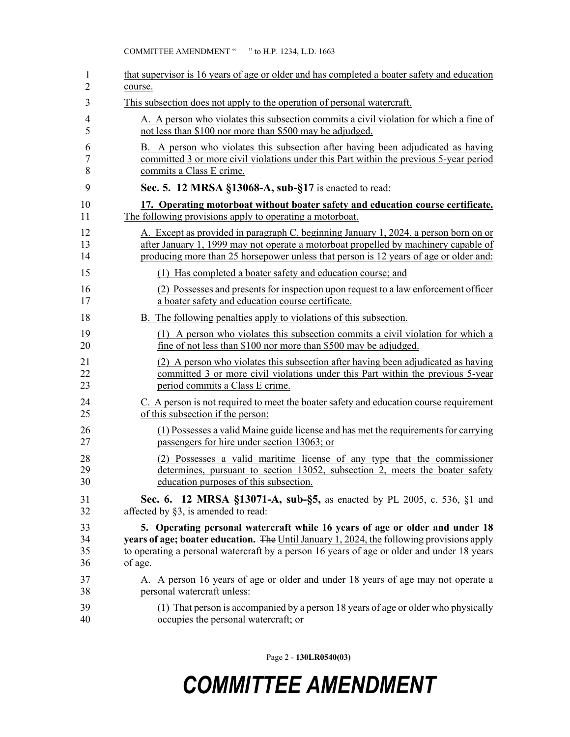that supervisor is 16 years of age or older and has completed a boater safety and education course.

This subsection does not apply to the operation of personal watercraft.

A. A person who violates this subsection commits a civil violation for which a fine of not less than $100 nor more than $500 may be adjudged.

B. A person who violates this subsection after having been adjudicated as having committed 3 or more civil violations under this Part within the previous 5-year period commits a Class E crime.

**Sec. 5. 12 MRSA §13068-A, sub-§17** is enacted to read:

**17. Operating motorboat without boater safety and education course certificate.** The following provisions apply to operating a motorboat.

A. Except as provided in paragraph C, beginning January 1, 2024, a person born on or after January 1, 1999 may not operate a motorboat propelled by machinery capable of producing more than 25 horsepower unless that person is 12 years of age or older and:

(1) Has completed a boater safety and education course; and

(2) Possesses and presents for inspection upon request to a law enforcement officer a boater safety and education course certificate.

B. The following penalties apply to violations of this subsection.

(1) A person who violates this subsection commits a civil violation for which a fine of not less than $100 nor more than $500 may be adjudged.

(2) A person who violates this subsection after having been adjudicated as having committed 3 or more civil violations under this Part within the previous 5-year period commits a Class E crime.

C. A person is not required to meet the boater safety and education course requirement of this subsection if the person:

(1) Possesses a valid Maine guide license and has met the requirements for carrying passengers for hire under section 13063; or

(2) Possesses a valid maritime license of any type that the commissioner determines, pursuant to section 13052, subsection 2, meets the boater safety education purposes of this subsection.

**Sec. 6. 12 MRSA §13071-A, sub-§5,** as enacted by PL 2005, c. 536, §1 and affected by §3, is amended to read:

**5. Operating personal watercraft while 16 years of age or older and under 18 years of age; boater education.** ~~The~~ Until January 1, 2024, the following provisions apply to operating a personal watercraft by a person 16 years of age or older and under 18 years of age.

A. A person 16 years of age or older and under 18 years of age may not operate a personal watercraft unless:

(1) That person is accompanied by a person 18 years of age or older who physically occupies the personal watercraft; or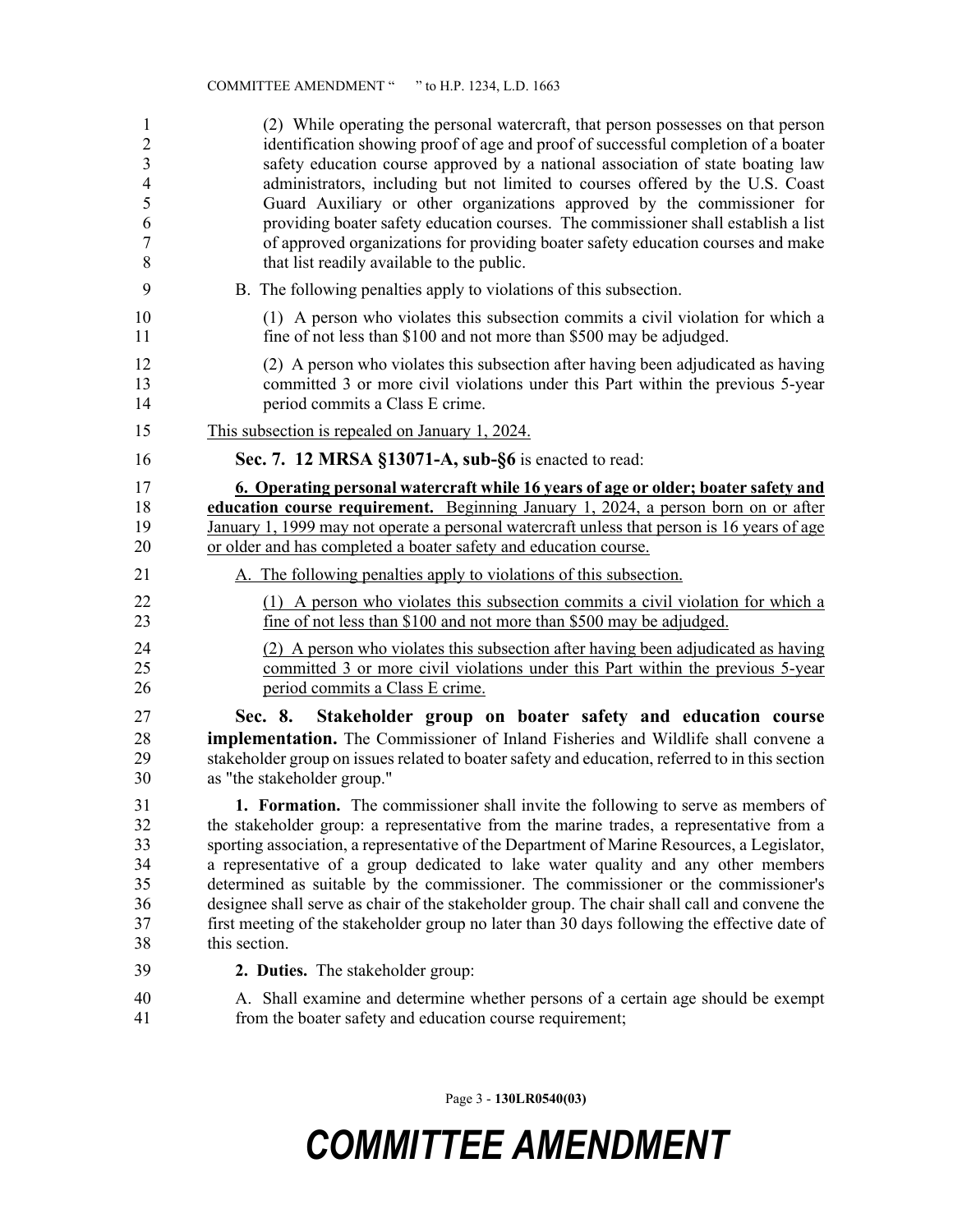(2) While operating the personal watercraft, that person possesses on that person identification showing proof of age and proof of successful completion of a boater safety education course approved by a national association of state boating law administrators, including but not limited to courses offered by the U.S. Coast Guard Auxiliary or other organizations approved by the commissioner for providing boater safety education courses. The commissioner shall establish a list of approved organizations for providing boater safety education courses and make that list readily available to the public.

B. The following penalties apply to violations of this subsection.

(1) A person who violates this subsection commits a civil violation for which a fine of not less than $100 and not more than $500 may be adjudged.

(2) A person who violates this subsection after having been adjudicated as having committed 3 or more civil violations under this Part within the previous 5-year period commits a Class E crime.

This subsection is repealed on January 1, 2024.

**Sec. 7. 12 MRSA §13071-A, sub-§6** is enacted to read:

**6. Operating personal watercraft while 16 years of age or older; boater safety and education course requirement.** Beginning January 1, 2024, a person born on or after January 1, 1999 may not operate a personal watercraft unless that person is 16 years of age or older and has completed a boater safety and education course.

A. The following penalties apply to violations of this subsection.

(1) A person who violates this subsection commits a civil violation for which a fine of not less than $100 and not more than $500 may be adjudged.

(2) A person who violates this subsection after having been adjudicated as having committed 3 or more civil violations under this Part within the previous 5-year period commits a Class E crime.

**Sec. 8. Stakeholder group on boater safety and education course implementation.** The Commissioner of Inland Fisheries and Wildlife shall convene a stakeholder group on issues related to boater safety and education, referred to in this section as "the stakeholder group."

**1. Formation.** The commissioner shall invite the following to serve as members of the stakeholder group: a representative from the marine trades, a representative from a sporting association, a representative of the Department of Marine Resources, a Legislator, a representative of a group dedicated to lake water quality and any other members determined as suitable by the commissioner. The commissioner or the commissioner's designee shall serve as chair of the stakeholder group. The chair shall call and convene the first meeting of the stakeholder group no later than 30 days following the effective date of this section.

**2. Duties.** The stakeholder group:

A. Shall examine and determine whether persons of a certain age should be exempt from the boater safety and education course requirement;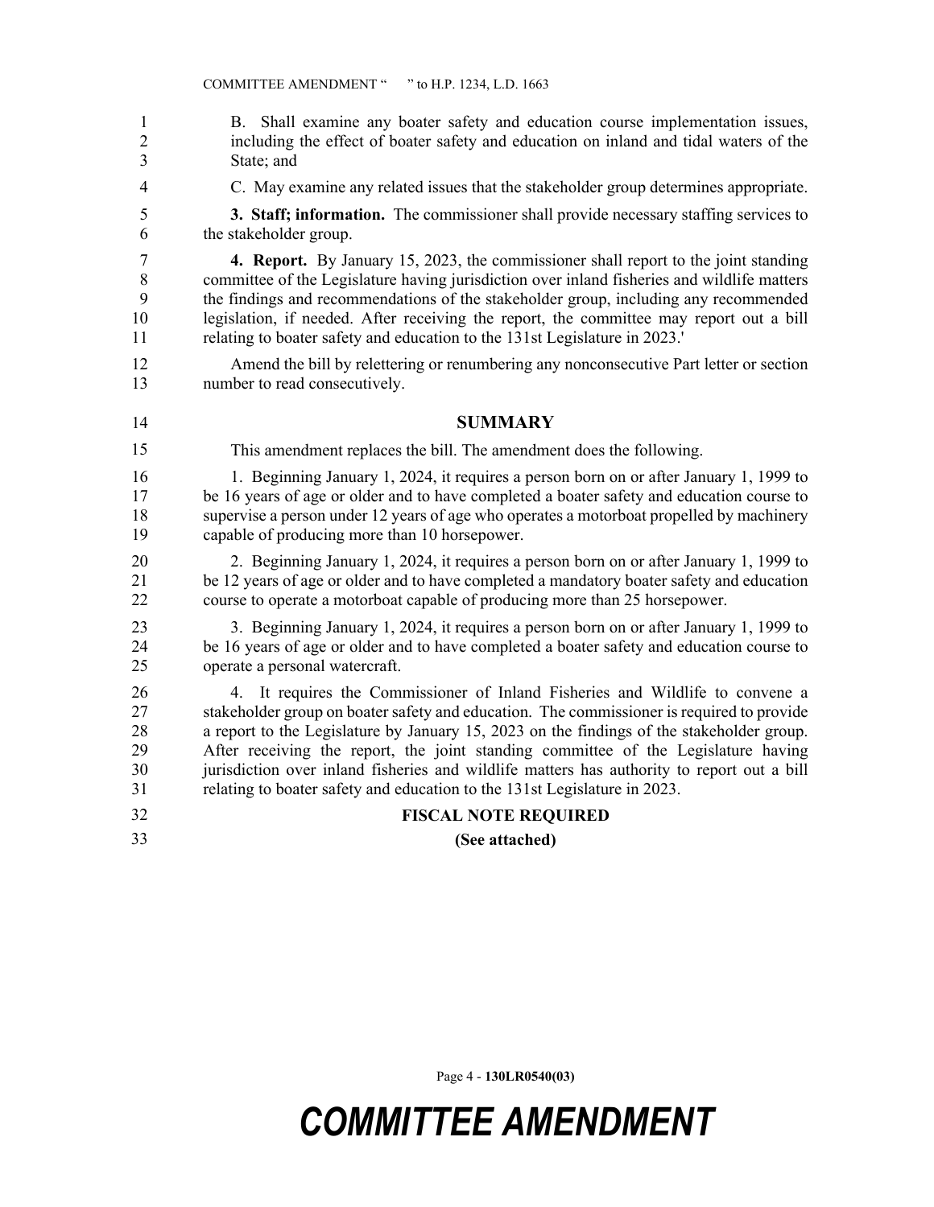B. Shall examine any boater safety and education course implementation issues, including the effect of boater safety and education on inland and tidal waters of the State; and

C. May examine any related issues that the stakeholder group determines appropriate.

**3. Staff; information.** The commissioner shall provide necessary staffing services to the stakeholder group.

**4. Report.** By January 15, 2023, the commissioner shall report to the joint standing committee of the Legislature having jurisdiction over inland fisheries and wildlife matters the findings and recommendations of the stakeholder group, including any recommended legislation, if needed. After receiving the report, the committee may report out a bill relating to boater safety and education to the 131st Legislature in 2023.'

Amend the bill by relettering or renumbering any nonconsecutive Part letter or section number to read consecutively.

## SUMMARY

This amendment replaces the bill. The amendment does the following.

1. Beginning January 1, 2024, it requires a person born on or after January 1, 1999 to be 16 years of age or older and to have completed a boater safety and education course to supervise a person under 12 years of age who operates a motorboat propelled by machinery capable of producing more than 10 horsepower.

2. Beginning January 1, 2024, it requires a person born on or after January 1, 1999 to be 12 years of age or older and to have completed a mandatory boater safety and education course to operate a motorboat capable of producing more than 25 horsepower.

3. Beginning January 1, 2024, it requires a person born on or after January 1, 1999 to be 16 years of age or older and to have completed a boater safety and education course to operate a personal watercraft.

4. It requires the Commissioner of Inland Fisheries and Wildlife to convene a stakeholder group on boater safety and education. The commissioner is required to provide a report to the Legislature by January 15, 2023 on the findings of the stakeholder group. After receiving the report, the joint standing committee of the Legislature having jurisdiction over inland fisheries and wildlife matters has authority to report out a bill relating to boater safety and education to the 131st Legislature in 2023.

**FISCAL NOTE REQUIRED**

**(See attached)**